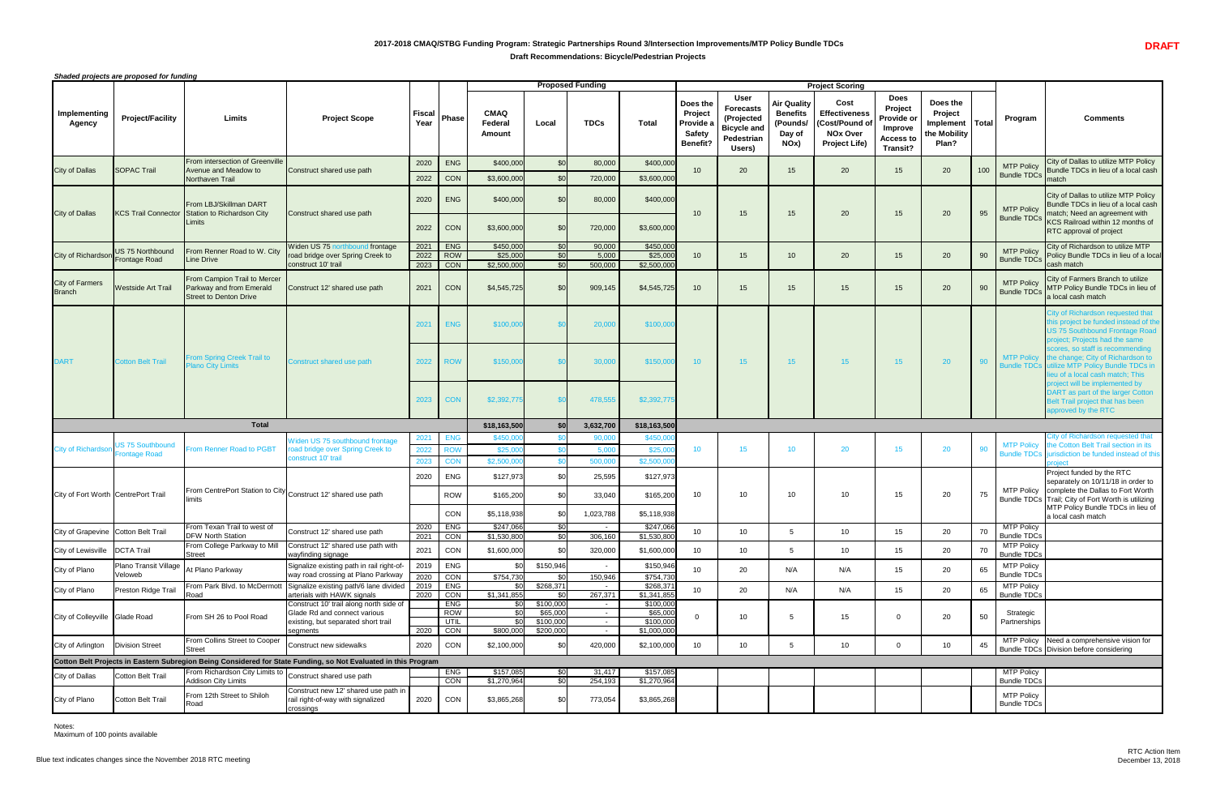# 2017-2018 CMAQ/STBG Funding Program: Strategic Partnerships Round 3/Intersection Improvements/MTP Policy Bundle TDCs

**Draft Recommendations: Bicycle/Pedestrian Projects**

**DRAFT**

*Shaded projects are proposed for funding*

| Implementing Agency | Project/Facility | Limits | Project Scope | Fiscal Year | Phase | Proposed Funding: CMAQ Federal Amount | Proposed Funding: Local | Proposed Funding: TDCs | Proposed Funding: Total | Project Scoring: Does the Project Provide a Safety Benefit? | Project Scoring: User Forecasts (Projected Bicycle and Pedestrian Users) | Project Scoring: Air Quality Benefits (Pounds/ Day of NOx) | Project Scoring: Cost Effectiveness (Cost/Pound of NOx Over Project Life) | Project Scoring: Does Project Provide or Improve Access to Transit? | Project Scoring: Does the Project Implement the Mobility Plan? | Total | Program | Comments |
|---|---|---|---|---|---|---|---|---|---|---|---|---|---|---|---|---|---|---|
| City of Dallas | SOPAC Trail | From intersection of Greenville Avenue and Meadow to Northaven Trail | Construct shared use path | 2020 | ENG | $400,000 | $0 | 80,000 | $400,000 | 10 | 20 | 15 | 20 | 15 | 20 | 100 | MTP Policy Bundle TDCs | City of Dallas to utilize MTP Policy Bundle TDCs in lieu of a local cash match |
| | | | | 2022 | CON | $3,600,000 | $0 | 720,000 | $3,600,000 | | | | | | | | | |
| City of Dallas | KCS Trail Connector | From LBJ/Skillman DART Station to Richardson City Limits | Construct shared use path | 2020 | ENG | $400,000 | $0 | 80,000 | $400,000 | 10 | 15 | 15 | 20 | 15 | 20 | 95 | MTP Policy Bundle TDCs | City of Dallas to utilize MTP Policy Bundle TDCs in lieu of a local cash match; Need an agreement with KCS Railroad within 12 months of RTC approval of project |
| | | | | 2022 | CON | $3,600,000 | $0 | 720,000 | $3,600,000 | | | | | | | | | |
| City of Richardson | US 75 Northbound Frontage Road | From Renner Road to W. City Line Drive | Widen US 75 northbound frontage road bridge over Spring Creek to construct 10' trail | 2021 | ENG | $450,000 | $0 | 90,000 | $450,000 | 10 | 15 | 10 | 20 | 15 | 20 | 90 | MTP Policy Bundle TDCs | City of Richardson to utilize MTP Policy Bundle TDCs in lieu of a local cash match |
| | | | | 2022 | ROW | $25,000 | $0 | 5,000 | $25,000 | | | | | | | | | |
| | | | | 2023 | CON | $2,500,000 | $0 | 500,000 | $2,500,000 | | | | | | | | | |
| City of Farmers Branch | Westside Art Trail | From Campion Trail to Mercer Parkway and from Emerald Street to Denton Drive | Construct 12' shared use path | 2021 | CON | $4,545,725 | $0 | 909,145 | $4,545,725 | 10 | 15 | 15 | 15 | 15 | 20 | 90 | MTP Policy Bundle TDCs | City of Farmers Branch to utilize MTP Policy Bundle TDCs in lieu of a local cash match |
| DART | Cotton Belt Trail | From Spring Creek Trail to Plano City Limits | Construct shared use path | 2021 | ENG | $100,000 | $0 | 20,000 | $100,000 | 10 | 15 | 15 | 15 | 15 | 20 | 90 | MTP Policy Bundle TDCs | City of Richardson requested that this project be funded instead of the US 75 Southbound Frontage Road project; Projects had the same scores, so staff is recommending the change; City of Richardson to utilize MTP Policy Bundle TDCs in lieu of a local cash match; This project will be implemented by DART as part of the larger Cotton Belt Trail project that has been approved by the RTC |
| | | | | 2022 | ROW | $150,000 | $0 | 30,000 | $150,000 | | | | | | | | | |
| | | | | 2023 | CON | $2,392,775 | $0 | 478,555 | $2,392,775 | | | | | | | | | |
| **Total** | | | | | | **$18,163,500** | **$0** | **3,632,700** | **$18,163,500** | | | | | | | | | |
| City of Richardson | US 75 Southbound Frontage Road | From Renner Road to PGBT | Widen US 75 southbound frontage road bridge over Spring Creek to construct 10' trail | 2021 | ENG | $450,000 | $0 | 90,000 | $450,000 | 10 | 15 | 10 | 20 | 15 | 20 | 90 | MTP Policy Bundle TDCs | City of Richardson requested that the Cotton Belt Trail section in its jurisdiction be funded instead of this project |
| | | | | 2022 | ROW | $25,000 | $0 | 5,000 | $25,000 | | | | | | | | | |
| | | | | 2023 | CON | $2,500,000 | $0 | 500,000 | $2,500,000 | | | | | | | | | |
| City of Fort Worth | CentrePort Trail | From CentrePort Station to City limits | Construct 12' shared use path | 2020 | ENG | $127,973 | $0 | 25,595 | $127,973 | 10 | 10 | 10 | 10 | 15 | 20 | 75 | MTP Policy Bundle TDCs | Project funded by the RTC separately on 10/11/18 in order to complete the Dallas to Fort Worth Trail; City of Fort Worth is utilizing MTP Policy Bundle TDCs in lieu of a local cash match |
| | | | | | ROW | $165,200 | $0 | 33,040 | $165,200 | | | | | | | | | |
| | | | | | CON | $5,118,938 | $0 | 1,023,788 | $5,118,938 | | | | | | | | | |
| City of Grapevine | Cotton Belt Trail | From Texan Trail to west of DFW North Station | Construct 12' shared use path | 2020 | ENG | $247,066 | $0 | - | $247,066 | 10 | 10 | 5 | 10 | 15 | 20 | 70 | MTP Policy Bundle TDCs | |
| | | | | 2021 | CON | $1,530,800 | $0 | 306,160 | $1,530,800 | | | | | | | | | |
| City of Lewisville | DCTA Trail | From College Parkway to Mill Street | Construct 12' shared use path with wayfinding signage | 2021 | CON | $1,600,000 | $0 | 320,000 | $1,600,000 | 10 | 10 | 5 | 10 | 15 | 20 | 70 | MTP Policy Bundle TDCs | |
| City of Plano | Plano Transit Village Veloweb | At Plano Parkway | Signalize existing path in rail right-of-way road crossing at Plano Parkway | 2019 | ENG | $0 | $150,946 | - | $150,946 | 10 | 20 | N/A | N/A | 15 | 20 | 65 | MTP Policy Bundle TDCs | |
| | | | | 2020 | CON | $754,730 | $0 | 150,946 | $754,730 | | | | | | | | | |
| City of Plano | Preston Ridge Trail | From Park Blvd. to McDermott Road | Signalize existing path/6 lane divided arterials with HAWK signals | 2019 | ENG | $0 | $268,371 | - | $268,371 | 10 | 20 | N/A | N/A | 15 | 20 | 65 | MTP Policy Bundle TDCs | |
| | | | | 2020 | CON | $1,341,855 | $0 | 267,371 | $1,341,855 | | | | | | | | | |
| City of Colleyville | Glade Road | From SH 26 to Pool Road | Construct 10' trail along north side of Glade Rd and connect various existing, but separated short trail segments | | ENG | $0 | $100,000 | - | $100,000 | 0 | 10 | 5 | 15 | 0 | 20 | 50 | Strategic Partnerships | |
| | | | | | ROW | $0 | $65,000 | - | $65,000 | | | | | | | | | |
| | | | | | UTIL | $0 | $100,000 | - | $100,000 | | | | | | | | | |
| | | | | 2020 | CON | $800,000 | $200,000 | - | $1,000,000 | | | | | | | | | |
| City of Arlington | Division Street | From Collins Street to Cooper Street | Construct new sidewalks | 2020 | CON | $2,100,000 | $0 | 420,000 | $2,100,000 | 10 | 10 | 5 | 10 | 0 | 10 | 45 | MTP Policy Bundle TDCs | Need a comprehensive vision for Division before considering |
| **Cotton Belt Projects in Eastern Subregion Being Considered for State Funding, so Not Evaluated in this Program** | | | | | | | | | | | | | | | | | | |
| City of Dallas | Cotton Belt Trail | From Richardson City Limits to Addison City Limits | Construct shared use path | | ENG | $157,085 | $0 | 31,417 | $157,085 | | | | | | | | MTP Policy Bundle TDCs | |
| | | | | | CON | $1,270,964 | $0 | 254,193 | $1,270,964 | | | | | | | | | |
| City of Plano | Cotton Belt Trail | From 12th Street to Shiloh Road | Construct new 12' shared use path in rail right-of-way with signalized crossings | 2020 | CON | $3,865,268 | $0 | 773,054 | $3,865,268 | | | | | | | | MTP Policy Bundle TDCs | |

Notes:
Maximum of 100 points available

Blue text indicates changes since the November 2018 RTC meeting

RTC Action Item
December 13, 2018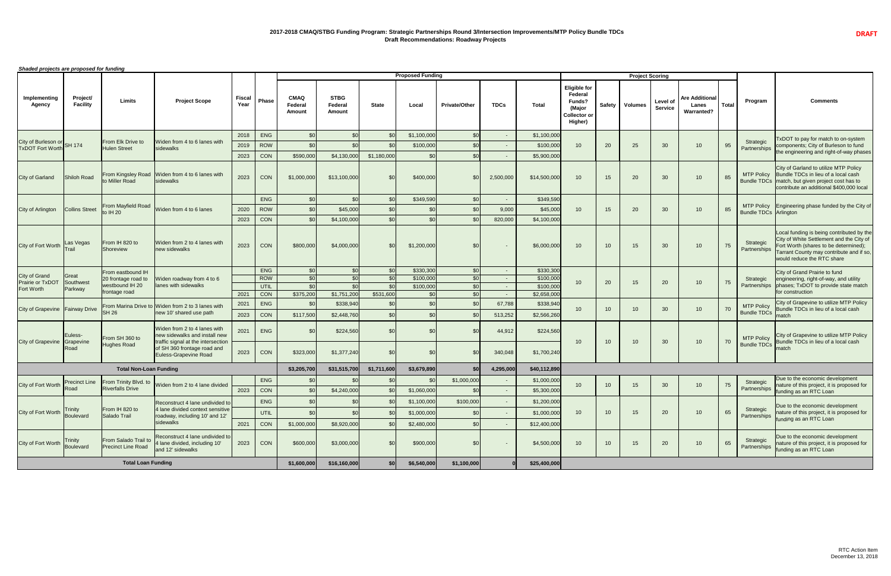# 2017-2018 CMAQ/STBG Funding Program: Strategic Partnerships Round 3/Intersection Improvements/MTP Policy Bundle TDCs

## Draft Recommendations: Roadway Projects

**DRAFT**

***Shaded projects are proposed for funding***

| Implementing Agency | Project/ Facility | Limits | Project Scope | Fiscal Year | Phase | Proposed Funding: CMAQ Federal Amount | STBG Federal Amount | State | Local | Private/Other | TDCs | Total | Project Scoring: Eligible for Federal Funds? (Major Collector or Higher) | Safety | Volumes | Level of Service | Are Additional Lanes Warranted? | Total | Program | Comments |
|---|---|---|---|---|---|---|---|---|---|---|---|---|---|---|---|---|---|---|---|---|
| City of Burleson or TxDOT Fort Worth | SH 174 | From Elk Drive to Hulen Street | Widen from 4 to 6 lanes with sidewalks | 2018 | ENG | $0 | $0 | $0 | $1,100,000 | $0 | - | $1,100,000 | 10 | 20 | 25 | 30 | 10 | 95 | Strategic Partnerships | TxDOT to pay for match to on-system components; City of Burleson to fund the engineering and right-of-way phases |
| | | | | 2019 | ROW | $0 | $0 | $0 | $100,000 | $0 | - | $100,000 | | | | | | | | |
| | | | | 2023 | CON | $590,000 | $4,130,000 | $1,180,000 | $0 | $0 | - | $5,900,000 | | | | | | | | |
| City of Garland | Shiloh Road | From Kingsley Road to Miller Road | Widen from 4 to 6 lanes with sidewalks | 2023 | CON | $1,000,000 | $13,100,000 | $0 | $400,000 | $0 | 2,500,000 | $14,500,000 | 10 | 15 | 20 | 30 | 10 | 85 | MTP Policy Bundle TDCs | City of Garland to utilize MTP Policy Bundle TDCs in lieu of a local cash match, but given project cost has to contribute an additional $400,000 local |
| City of Arlington | Collins Street | From Mayfield Road to IH 20 | Widen from 4 to 6 lanes | | ENG | $0 | $0 | $0 | $349,590 | $0 | - | $349,590 | 10 | 15 | 20 | 30 | 10 | 85 | MTP Policy Bundle TDCs | Engineering phase funded by the City of Arlington |
| | | | | 2020 | ROW | $0 | $45,000 | $0 | $0 | $0 | 9,000 | $45,000 | | | | | | | | |
| | | | | 2023 | CON | $0 | $4,100,000 | $0 | $0 | $0 | 820,000 | $4,100,000 | | | | | | | | |
| City of Fort Worth | Las Vegas Trail | From IH 820 to Shoreview | Widen from 2 to 4 lanes with new sidewalks | 2023 | CON | $800,000 | $4,000,000 | $0 | $1,200,000 | $0 | - | $6,000,000 | 10 | 10 | 15 | 30 | 10 | 75 | Strategic Partnerships | Local funding is being contributed by the City of White Settlement and the City of Fort Worth (shares to be determined); Tarrant County may contribute and if so, would reduce the RTC share |
| City of Grand Prairie or TxDOT Fort Worth | Great Southwest Parkway | From eastbound IH 20 frontage road to westbound IH 20 frontage road | Widen roadway from 4 to 6 lanes with sidewalks | | ENG | $0 | $0 | $0 | $330,300 | $0 | - | $330,300 | 10 | 20 | 15 | 20 | 10 | 75 | Strategic Partnerships | City of Grand Prairie to fund engineering, right-of-way, and utility phases; TxDOT to provide state match for construction |
| | | | | | ROW | $0 | $0 | $0 | $100,000 | $0 | - | $100,000 | | | | | | | | |
| | | | | | UTIL | $0 | $0 | $0 | $100,000 | $0 | - | $100,000 | | | | | | | | |
| | | | | 2021 | CON | $375,200 | $1,751,200 | $531,600 | $0 | $0 | - | $2,658,000 | | | | | | | | |
| City of Grapevine | Fairway Drive | From Marina Drive to SH 26 | Widen from 2 to 3 lanes with new 10' shared use path | 2021 | ENG | $0 | $338,940 | $0 | $0 | $0 | 67,788 | $338,940 | 10 | 10 | 10 | 30 | 10 | 70 | MTP Policy Bundle TDCs | City of Grapevine to utilize MTP Policy Bundle TDCs in lieu of a local cash match |
| | | | | 2023 | CON | $117,500 | $2,448,760 | $0 | $0 | $0 | 513,252 | $2,566,260 | | | | | | | | |
| City of Grapevine | Euless-Grapevine Road | From SH 360 to Hughes Road | Widen from 2 to 4 lanes with new sidewalks and install new traffic signal at the intersection of SH 360 frontage road and Euless-Grapevine Road | 2021 | ENG | $0 | $224,560 | $0 | $0 | $0 | 44,912 | $224,560 | 10 | 10 | 10 | 30 | 10 | 70 | MTP Policy Bundle TDCs | City of Grapevine to utilize MTP Policy Bundle TDCs in lieu of a local cash match |
| | | | | 2023 | CON | $323,000 | $1,377,240 | $0 | $0 | $0 | 340,048 | $1,700,240 | | | | | | | | |
| **Total Non-Loan Funding** | | | | | | **$3,205,700** | **$31,515,700** | **$1,711,600** | **$3,679,890** | **$0** | **4,295,000** | **$40,112,890** | | | | | | | | |
| City of Fort Worth | Precinct Line Road | From Trinity Blvd. to Riverfalls Drive | Widen from 2 to 4 lane divided | | ENG | $0 | $0 | $0 | $0 | $1,000,000 | - | $1,000,000 | 10 | 10 | 15 | 30 | 10 | 75 | Strategic Partnerships | Due to the economic development nature of this project, it is proposed for funding as an RTC Loan |
| | | | | 2023 | CON | $0 | $4,240,000 | $0 | $1,060,000 | $0 | - | $5,300,000 | | | | | | | | |
| City of Fort Worth | Trinity Boulevard | From IH 820 to Salado Trail | Reconstruct 4 lane undivided to 4 lane divided context sensitive roadway, including 10' and 12' sidewalks | | ENG | $0 | $0 | $0 | $1,100,000 | $100,000 | - | $1,200,000 | 10 | 10 | 15 | 20 | 10 | 65 | Strategic Partnerships | Due to the economic development nature of this project, it is proposed for funding as an RTC Loan |
| | | | | | UTIL | $0 | $0 | $0 | $1,000,000 | $0 | - | $1,000,000 | | | | | | | | |
| | | | | 2021 | CON | $1,000,000 | $8,920,000 | $0 | $2,480,000 | $0 | - | $12,400,000 | | | | | | | | |
| City of Fort Worth | Trinity Boulevard | From Salado Trail to Precinct Line Road | Reconstruct 4 lane undivided to 4 lane divided, including 10' and 12' sidewalks | 2023 | CON | $600,000 | $3,000,000 | $0 | $900,000 | $0 | - | $4,500,000 | 10 | 10 | 15 | 20 | 10 | 65 | Strategic Partnerships | Due to the economic development nature of this project, it is proposed for funding as an RTC Loan |
| **Total Loan Funding** | | | | | | **$1,600,000** | **$16,160,000** | **$0** | **$6,540,000** | **$1,100,000** | **0** | **$25,400,000** | | | | | | | | |

RTC Action Item
December 13, 2018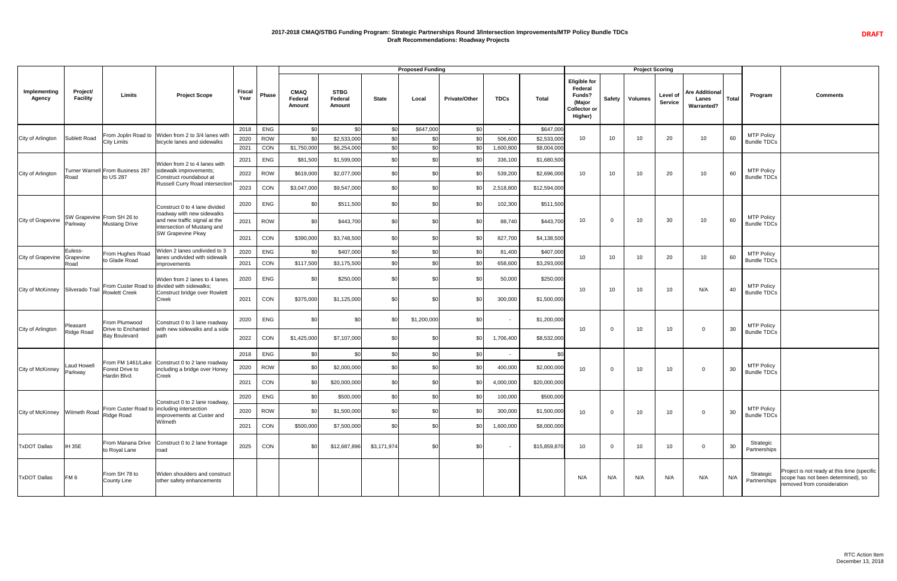# 2017-2018 CMAQ/STBG Funding Program: Strategic Partnerships Round 3/Intersection Improvements/MTP Policy Bundle TDCs

## Draft Recommendations: Roadway Projects

DRAFT

| Implementing Agency | Project/ Facility | Limits | Project Scope | Fiscal Year | Phase | Proposed Funding | | | | | | | Project Scoring | | | | | | | Program | Comments |
|---|---|---|---|---|---|---|---|---|---|---|---|---|---|---|---|---|---|---|---|---|---|
| | | | | | | CMAQ Federal Amount | STBG Federal Amount | State | Local | Private/Other | TDCs | Total | Eligible for Federal Funds? (Major Collector or Higher) | Safety | Volumes | Level of Service | Are Additional Lanes Warranted? | Total | | |
| City of Arlington | Sublett Road | From Joplin Road to City Limits | Widen from 2 to 3/4 lanes with bicycle lanes and sidewalks | 2018 | ENG | $0 | $0 | $0 | $647,000 | $0 | - | $647,000 | 10 | 10 | 10 | 20 | 10 | 60 | MTP Policy Bundle TDCs | |
| | | | | 2020 | ROW | $0 | $2,533,000 | $0 | $0 | $0 | 506,600 | $2,533,000 | | | | | | | | |
| | | | | 2021 | CON | $1,750,000 | $6,254,000 | $0 | $0 | $0 | 1,600,800 | $8,004,000 | | | | | | | | |
| City of Arlington | Turner Warnell Road | From Business 287 to US 287 | Widen from 2 to 4 lanes with sidewalk improvements; Construct roundabout at Russell Curry Road intersection | 2021 | ENG | $81,500 | $1,599,000 | $0 | $0 | $0 | 336,100 | $1,680,500 | 10 | 10 | 10 | 20 | 10 | 60 | MTP Policy Bundle TDCs | |
| | | | | 2022 | ROW | $619,000 | $2,077,000 | $0 | $0 | $0 | 539,200 | $2,696,000 | | | | | | | | |
| | | | | 2023 | CON | $3,047,000 | $9,547,000 | $0 | $0 | $0 | 2,518,800 | $12,594,000 | | | | | | | | |
| City of Grapevine | SW Grapevine Parkway | From SH 26 to Mustang Drive | Construct 0 to 4 lane divided roadway with new sidewalks and new traffic signal at the intersection of Mustang and SW Grapevine Pkwy | 2020 | ENG | $0 | $511,500 | $0 | $0 | $0 | 102,300 | $511,500 | 10 | 0 | 10 | 30 | 10 | 60 | MTP Policy Bundle TDCs | |
| | | | | 2021 | ROW | $0 | $443,700 | $0 | $0 | $0 | 88,740 | $443,700 | | | | | | | | |
| | | | | 2021 | CON | $390,000 | $3,748,500 | $0 | $0 | $0 | 827,700 | $4,138,500 | | | | | | | | |
| City of Grapevine | Euless-Grapevine Road | From Hughes Road to Glade Road | Widen 2 lanes undivided to 3 lanes undivided with sidewalk improvements | 2020 | ENG | $0 | $407,000 | $0 | $0 | $0 | 81,400 | $407,000 | 10 | 10 | 10 | 20 | 10 | 60 | MTP Policy Bundle TDCs | |
| | | | | 2021 | CON | $117,500 | $3,175,500 | $0 | $0 | $0 | 658,600 | $3,293,000 | | | | | | | | |
| City of McKinney | Silverado Trail | From Custer Road to Rowlett Creek | Widen from 2 lanes to 4 lanes divided with sidewalks; Construct bridge over Rowlett Creek | 2020 | ENG | $0 | $250,000 | $0 | $0 | $0 | 50,000 | $250,000 | 10 | 10 | 10 | 10 | N/A | 40 | MTP Policy Bundle TDCs | |
| | | | | 2021 | CON | $375,000 | $1,125,000 | $0 | $0 | $0 | 300,000 | $1,500,000 | | | | | | | | |
| City of Arlington | Pleasant Ridge Road | From Plumwood Drive to Enchanted Bay Boulevard | Construct 0 to 3 lane roadway with new sidewalks and a side path | 2020 | ENG | $0 | $0 | $0 | $1,200,000 | $0 | - | $1,200,000 | 10 | 0 | 10 | 10 | 0 | 30 | MTP Policy Bundle TDCs | |
| | | | | 2022 | CON | $1,425,000 | $7,107,000 | $0 | $0 | $0 | 1,706,400 | $8,532,000 | | | | | | | | |
| City of McKinney | Laud Howell Parkway | From FM 1461/Lake Forest Drive to Hardin Blvd. | Construct 0 to 2 lane roadway including a bridge over Honey Creek | 2018 | ENG | $0 | $0 | $0 | $0 | $0 | - | $0 | 10 | 0 | 10 | 10 | 0 | 30 | MTP Policy Bundle TDCs | |
| | | | | 2020 | ROW | $0 | $2,000,000 | $0 | $0 | $0 | 400,000 | $2,000,000 | | | | | | | | |
| | | | | 2021 | CON | $0 | $20,000,000 | $0 | $0 | $0 | 4,000,000 | $20,000,000 | | | | | | | | |
| City of McKinney | Wilmeth Road | From Custer Road to Ridge Road | Construct 0 to 2 lane roadway, including intersection improvements at Custer and Wilmeth | 2020 | ENG | $0 | $500,000 | $0 | $0 | $0 | 100,000 | $500,000 | 10 | 0 | 10 | 10 | 0 | 30 | MTP Policy Bundle TDCs | |
| | | | | 2020 | ROW | $0 | $1,500,000 | $0 | $0 | $0 | 300,000 | $1,500,000 | | | | | | | | |
| | | | | 2021 | CON | $500,000 | $7,500,000 | $0 | $0 | $0 | 1,600,000 | $8,000,000 | | | | | | | | |
| TxDOT Dallas | IH 35E | From Manana Drive to Royal Lane | Construct 0 to 2 lane frontage road | 2025 | CON | $0 | $12,687,896 | $3,171,974 | $0 | $0 | - | $15,859,870 | 10 | 0 | 10 | 10 | 0 | 30 | Strategic Partnerships | |
| TxDOT Dallas | FM 6 | From SH 78 to County Line | Widen shoulders and construct other safety enhancements | | | | | | | | | | N/A | N/A | N/A | N/A | N/A | N/A | Strategic Partnerships | Project is not ready at this time (specific scope has not been determined), so removed from consideration |

RTC Action Item
December 13, 2018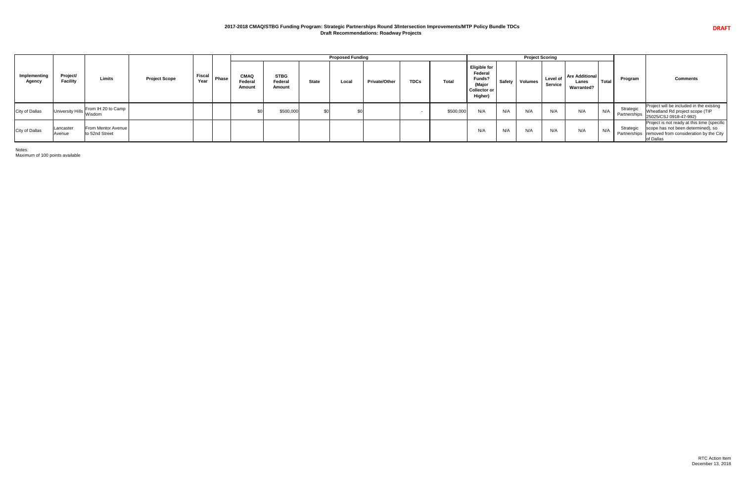**DRAFT**

**2017-2018 CMAQ/STBG Funding Program: Strategic Partnerships Round 3/Intersection Improvements/MTP Policy Bundle TDCs**
**Draft Recommendations: Roadway Projects**

| Implementing Agency | Project/ Facility | Limits | Project Scope | Fiscal Year | Phase | Proposed Funding | | | | | | | Project Scoring | | | | | | Program | Comments |
|---|---|---|---|---|---|---|---|---|---|---|---|---|---|---|---|---|---|---|---|---|
| | | | | | | CMAQ Federal Amount | STBG Federal Amount | State | Local | Private/Other | TDCs | Total | Eligible for Federal Funds? (Major Collector or Higher) | Safety | Volumes | Level of Service | Are Additional Lanes Warranted? | Total | | |
| City of Dallas | University Hills | From IH 20 to Camp Wisdom | | | | $0 | $500,000 | $0 | $0 | | - | $500,000 | N/A | N/A | N/A | N/A | N/A | N/A | Strategic Partnerships | Project will be included in the existing Wheatland Rd project scope (TIP 25025/CSJ 0918-47-992) |
| City of Dallas | Lancaster Avenue | From Mentor Avenue to 52nd Street | | | | | | | | | | | N/A | N/A | N/A | N/A | N/A | N/A | Strategic Partnerships | Project is not ready at this time (specific scope has not been determined), so removed from consideration by the City of Dallas |

Notes:
Maximum of 100 points available

RTC Action Item
December 13, 2018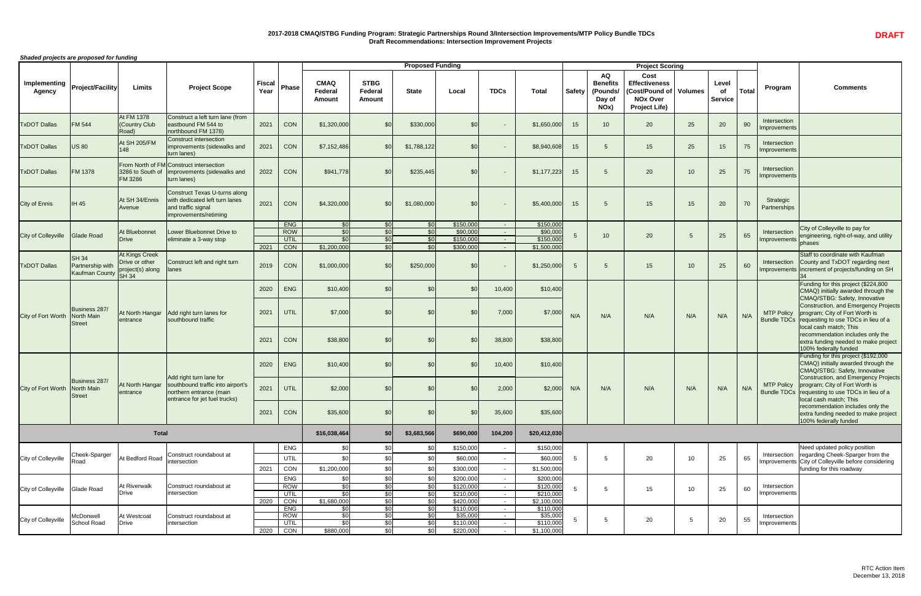# 2017-2018 CMAQ/STBG Funding Program: Strategic Partnerships Round 3/Intersection Improvements/MTP Policy Bundle TDCs

## Draft Recommendations: Intersection Improvement Projects

**DRAFT**

***Shaded projects are proposed for funding***

| Implementing Agency | Project/Facility | Limits | Project Scope | Fiscal Year | Phase | Proposed Funding | | | | | | Project Scoring | | | | | | Program | Comments |
|---|---|---|---|---|---|---|---|---|---|---|---|---|---|---|---|---|---|---|---|
| | | | | | | CMAQ Federal Amount | STBG Federal Amount | State | Local | TDCs | Total | Safety | AQ Benefits (Pounds/ Day of NOx) | Cost Effectiveness (Cost/Pound of NOx Over Project Life) | Volumes | Level of Service | Total | | |
| TxDOT Dallas | FM 544 | At FM 1378 (Country Club Road) | Construct a left turn lane (from eastbound FM 544 to northbound FM 1378) | 2021 | CON | $1,320,000 | $0 | $330,000 | $0 | - | $1,650,000 | 15 | 10 | 20 | 25 | 20 | 90 | Intersection Improvements | |
| TxDOT Dallas | US 80 | At SH 205/FM 148 | Construct intersection improvements (sidewalks and turn lanes) | 2021 | CON | $7,152,486 | $0 | $1,788,122 | $0 | - | $8,940,608 | 15 | 5 | 15 | 25 | 15 | 75 | Intersection Improvements | |
| TxDOT Dallas | FM 1378 | From North of FM 3286 to South of FM 3286 | Construct intersection improvements (sidewalks and turn lanes) | 2022 | CON | $941,778 | $0 | $235,445 | $0 | - | $1,177,223 | 15 | 5 | 20 | 10 | 25 | 75 | Intersection Improvements | |
| City of Ennis | IH 45 | At SH 34/Ennis Avenue | Construct Texas U-turns along with dedicated left turn lanes and traffic signal improvements/retiming | 2021 | CON | $4,320,000 | $0 | $1,080,000 | $0 | - | $5,400,000 | 15 | 5 | 15 | 15 | 20 | 70 | Strategic Partnerships | |
| City of Colleyville | Glade Road | At Bluebonnet Drive | Lower Bluebonnet Drive to eliminate a 3-way stop | | ENG | $0 | $0 | $0 | $150,000 | - | $150,000 | 5 | 10 | 20 | 5 | 25 | 65 | Intersection Improvements | City of Colleyville to pay for engineering, right-of-way, and utility phases |
| | | | | | ROW | $0 | $0 | $0 | $90,000 | - | $90,000 | | | | | | | | |
| | | | | | UTIL | $0 | $0 | $0 | $150,000 | - | $150,000 | | | | | | | | |
| | | | | 2021 | CON | $1,200,000 | $0 | $0 | $300,000 | - | $1,500,000 | | | | | | | | |
| TxDOT Dallas | SH 34 Partnership with Kaufman County | At Kings Creek Drive or other project(s) along SH 34 | Construct left and right turn lanes | 2019 | CON | $1,000,000 | $0 | $250,000 | $0 | - | $1,250,000 | 5 | 5 | 15 | 10 | 25 | 60 | Intersection Improvements | Staff to coordinate with Kaufman County and TxDOT regarding next increment of projects/funding on SH 34 |
| City of Fort Worth | Business 287/ North Main Street | At North Hangar entrance | Add right turn lanes for southbound traffic | 2020 | ENG | $10,400 | $0 | $0 | $0 | 10,400 | $10,400 | N/A | N/A | N/A | N/A | N/A | N/A | MTP Policy Bundle TDCs | Funding for this project ($224,800 CMAQ) initially awarded through the CMAQ/STBG: Safety, Innovative Construction, and Emergency Projects program; City of Fort Worth is requesting to use TDCs in lieu of a local cash match; This recommendation includes only the extra funding needed to make project 100% federally funded |
| | | | | 2021 | UTIL | $7,000 | $0 | $0 | $0 | 7,000 | $7,000 | | | | | | | | |
| | | | | 2021 | CON | $38,800 | $0 | $0 | $0 | 38,800 | $38,800 | | | | | | | | |
| City of Fort Worth | Business 287/ North Main Street | At North Hangar entrance | Add right turn lane for southbound traffic into airport's northern entrance (main entrance for jet fuel trucks) | 2020 | ENG | $10,400 | $0 | $0 | $0 | 10,400 | $10,400 | N/A | N/A | N/A | N/A | N/A | N/A | MTP Policy Bundle TDCs | Funding for this project ($192,000 CMAQ) initially awarded through the CMAQ/STBG: Safety, Innovative Construction, and Emergency Projects program; City of Fort Worth is requesting to use TDCs in lieu of a local cash match; This recommendation includes only the extra funding needed to make project 100% federally funded |
| | | | | 2021 | UTIL | $2,000 | $0 | $0 | $0 | 2,000 | $2,000 | | | | | | | | |
| | | | | 2021 | CON | $35,600 | $0 | $0 | $0 | 35,600 | $35,600 | | | | | | | | |
| **Total** | | | | | | **$16,038,464** | **$0** | **$3,683,566** | **$690,000** | **104,200** | **$20,412,030** | | | | | | | | |
| City of Colleyville | Cheek-Sparger Road | At Bedford Road | Construct roundabout at intersection | | ENG | $0 | $0 | $0 | $150,000 | - | $150,000 | 5 | 5 | 20 | 10 | 25 | 65 | Intersection Improvements | Need updated policy position regarding Cheek-Sparger from the City of Colleyville before considering funding for this roadway |
| | | | | | UTIL | $0 | $0 | $0 | $60,000 | - | $60,000 | | | | | | | | |
| | | | | 2021 | CON | $1,200,000 | $0 | $0 | $300,000 | - | $1,500,000 | | | | | | | | |
| City of Colleyville | Glade Road | At Riverwalk Drive | Construct roundabout at intersection | | ENG | $0 | $0 | $0 | $200,000 | - | $200,000 | 5 | 5 | 15 | 10 | 25 | 60 | Intersection Improvements | |
| | | | | | ROW | $0 | $0 | $0 | $120,000 | - | $120,000 | | | | | | | | |
| | | | | | UTIL | $0 | $0 | $0 | $210,000 | - | $210,000 | | | | | | | | |
| | | | | 2020 | CON | $1,680,000 | $0 | $0 | $420,000 | - | $2,100,000 | | | | | | | | |
| City of Colleyville | McDonwell School Road | At Westcoat Drive | Construct roundabout at intersection | | ENG | $0 | $0 | $0 | $110,000 | - | $110,000 | 5 | 5 | 20 | 5 | 20 | 55 | Intersection Improvements | |
| | | | | | ROW | $0 | $0 | $0 | $35,000 | - | $35,000 | | | | | | | | |
| | | | | | UTIL | $0 | $0 | $0 | $110,000 | - | $110,000 | | | | | | | | |
| | | | | 2020 | CON | $880,000 | $0 | $0 | $220,000 | - | $1,100,000 | | | | | | | | |

RTC Action Item
December 13, 2018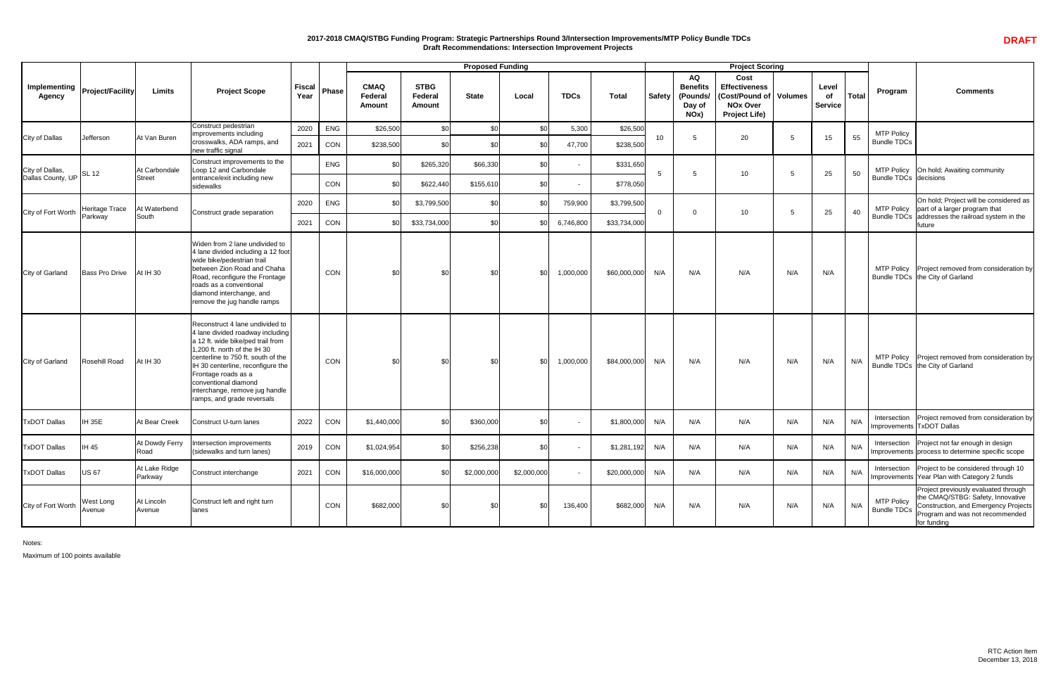**DRAFT**

## 2017-2018 CMAQ/STBG Funding Program: Strategic Partnerships Round 3/Intersection Improvements/MTP Policy Bundle TDCs
### Draft Recommendations: Intersection Improvement Projects

| Implementing Agency | Project/Facility | Limits | Project Scope | Fiscal Year | Phase | Proposed Funding | | | | | | Project Scoring | | | | | | Program | Comments |
|---|---|---|---|---|---|---|---|---|---|---|---|---|---|---|---|---|---|---|---|
| | | | | | | CMAQ Federal Amount | STBG Federal Amount | State | Local | TDCs | Total | Safety | AQ Benefits (Pounds/ Day of NOx) | Cost Effectiveness (Cost/Pound of NOx Over Project Life) | Volumes | Level of Service | Total | | |
| City of Dallas | Jefferson | At Van Buren | Construct pedestrian improvements including crosswalks, ADA ramps, and new traffic signal | 2020 | ENG | $26,500 | $0 | $0 | $0 | 5,300 | $26,500 | 10 | 5 | 20 | 5 | 15 | 55 | MTP Policy Bundle TDCs | |
| | | | | 2021 | CON | $238,500 | $0 | $0 | $0 | 47,700 | $238,500 | | | | | | | | |
| City of Dallas, Dallas County, UP | SL 12 | At Carbondale Street | Construct improvements to the Loop 12 and Carbondale entrance/exit including new sidewalks | | ENG | $0 | $265,320 | $66,330 | $0 | - | $331,650 | 5 | 5 | 10 | 5 | 25 | 50 | MTP Policy Bundle TDCs | On hold; Awaiting community decisions |
| | | | | | CON | $0 | $622,440 | $155,610 | $0 | - | $778,050 | | | | | | | | |
| City of Fort Worth | Heritage Trace Parkway | At Waterbend South | Construct grade separation | 2020 | ENG | $0 | $3,799,500 | $0 | $0 | 759,900 | $3,799,500 | 0 | 0 | 10 | 5 | 25 | 40 | MTP Policy Bundle TDCs | On hold; Project will be considered as part of a larger program that addresses the railroad system in the future |
| | | | | 2021 | CON | $0 | $33,734,000 | $0 | $0 | 6,746,800 | $33,734,000 | | | | | | | | |
| City of Garland | Bass Pro Drive | At IH 30 | Widen from 2 lane undivided to 4 lane divided including a 12 foot wide bike/pedestrian trail between Zion Road and Chaha Road, reconfigure the Frontage roads as a conventional diamond interchange, and remove the jug handle ramps | | CON | $0 | $0 | $0 | $0 | 1,000,000 | $60,000,000 | N/A | N/A | N/A | N/A | N/A | | MTP Policy Bundle TDCs | Project removed from consideration by the City of Garland |
| City of Garland | Rosehill Road | At IH 30 | Reconstruct 4 lane undivided to 4 lane divided roadway including a 12 ft. wide bike/ped trail from 1,200 ft. north of the IH 30 centerline to 750 ft. south of the IH 30 centerline, reconfigure the Frontage roads as a conventional diamond interchange, remove jug handle ramps, and grade reversals | | CON | $0 | $0 | $0 | $0 | 1,000,000 | $84,000,000 | N/A | N/A | N/A | N/A | N/A | N/A | MTP Policy Bundle TDCs | Project removed from consideration by the City of Garland |
| TxDOT Dallas | IH 35E | At Bear Creek | Construct U-turn lanes | 2022 | CON | $1,440,000 | $0 | $360,000 | $0 | - | $1,800,000 | N/A | N/A | N/A | N/A | N/A | N/A | Intersection Improvements | Project removed from consideration by TxDOT Dallas |
| TxDOT Dallas | IH 45 | At Dowdy Ferry Road | Intersection improvements (sidewalks and turn lanes) | 2019 | CON | $1,024,954 | $0 | $256,238 | $0 | - | $1,281,192 | N/A | N/A | N/A | N/A | N/A | N/A | Intersection Improvements | Project not far enough in design process to determine specific scope |
| TxDOT Dallas | US 67 | At Lake Ridge Parkway | Construct interchange | 2021 | CON | $16,000,000 | $0 | $2,000,000 | $2,000,000 | - | $20,000,000 | N/A | N/A | N/A | N/A | N/A | N/A | Intersection Improvements | Project to be considered through 10 Year Plan with Category 2 funds |
| City of Fort Worth | West Long Avenue | At Lincoln Avenue | Construct left and right turn lanes | | CON | $682,000 | $0 | $0 | $0 | 136,400 | $682,000 | N/A | N/A | N/A | N/A | N/A | N/A | MTP Policy Bundle TDCs | Project previously evaluated through the CMAQ/STBG: Safety, Innovative Construction, and Emergency Projects Program and was not recommended for funding |

Notes:

Maximum of 100 points available

RTC Action Item
December 13, 2018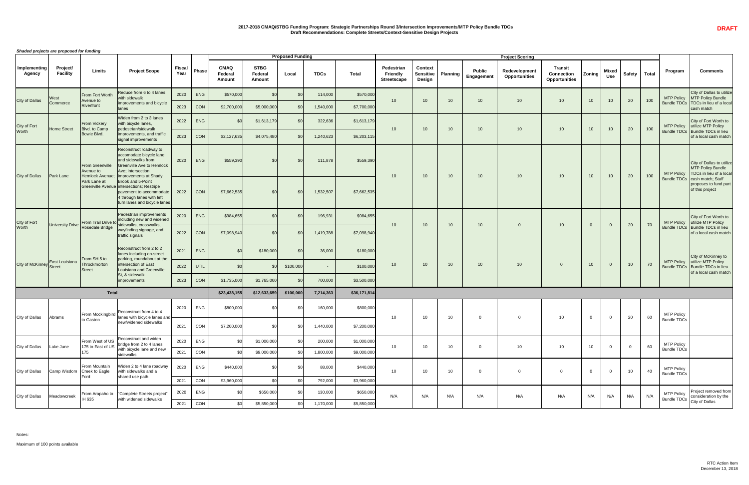# 2017-2018 CMAQ/STBG Funding Program: Strategic Partnerships Round 3/Intersection Improvements/MTP Policy Bundle TDCs
## Draft Recommendations: Complete Streets/Context-Sensitive Design Projects

**DRAFT**

*Shaded projects are proposed for funding*

| Implementing Agency | Project/ Facility | Limits | Project Scope | Fiscal Year | Phase | Proposed Funding: CMAQ Federal Amount | STBG Federal Amount | Local | TDCs | Total | Project Scoring: Pedestrian Friendly Streetscape | Context Sensitive Design | Planning | Public Engagement | Redevelopment Opportunities | Transit Connection Opportunities | Zoning | Mixed Use | Safety | Total | Program | Comments |
|---|---|---|---|---|---|---|---|---|---|---|---|---|---|---|---|---|---|---|---|---|---|---|
| City of Dallas | West Commerce | From Fort Worth Avenue to Riverfront | Reduce from 6 to 4 lanes with sidewalk improvements and bicycle lanes | 2020 | ENG | $570,000 | $0 | $0 | 114,000 | $570,000 | 10 | 10 | 10 | 10 | 10 | 10 | 10 | 10 | 20 | 100 | MTP Policy Bundle TDCs | City of Dallas to utilize MTP Policy Bundle TDCs in lieu of a local cash match |
| | | | | 2023 | CON | $2,700,000 | $5,000,000 | $0 | 1,540,000 | $7,700,000 | | | | | | | | | | | | |
| City of Fort Worth | Horne Street | From Vickery Blvd. to Camp Bowie Blvd. | Widen from 2 to 3 lanes with bicycle lanes, pedestrian/sidewalk improvements, and traffic signal improvements | 2022 | ENG | $0 | $1,613,179 | $0 | 322,636 | $1,613,179 | 10 | 10 | 10 | 10 | 10 | 10 | 10 | 10 | 20 | 100 | MTP Policy Bundle TDCs | City of Fort Worth to utilize MTP Policy Bundle TDCs in lieu of a local cash match |
| | | | | 2023 | CON | $2,127,635 | $4,075,480 | $0 | 1,240,623 | $6,203,115 | | | | | | | | | | | | |
| City of Dallas | Park Lane | From Greenville Avenue to Hemlock Avenue; Park Lane at Greenville Avenue | Reconstruct roadway to accomodate bicycle lane and sidewalks from Greenville Ave to Hemlock Ave; Intersection improvements at Shady Brook and 5-Point intersections; Restripe pavement to accommodate 4 through lanes with left turn lanes and bicycle lanes | 2020 | ENG | $559,390 | $0 | $0 | 111,878 | $559,390 | 10 | 10 | 10 | 10 | 10 | 10 | 10 | 10 | 20 | 100 | MTP Policy Bundle TDCs | City of Dallas to utilize MTP Policy Bundle TDCs in lieu of a local cash match; Staff proposes to fund part of this project |
| | | | | 2022 | CON | $7,662,535 | $0 | $0 | 1,532,507 | $7,662,535 | | | | | | | | | | | | |
| City of Fort Worth | University Drive | From Trail Drive to Rosedale Bridge | Pedestrian improvements including new and widened sidewalks, crosswalks, wayfinding signage, and traffic signals | 2020 | ENG | $984,655 | $0 | $0 | 196,931 | $984,655 | 10 | 10 | 10 | 10 | 0 | 10 | 0 | 0 | 20 | 70 | MTP Policy Bundle TDCs | City of Fort Worth to utilize MTP Policy Bundle TDCs in lieu of a local cash match |
| | | | | 2022 | CON | $7,098,940 | $0 | $0 | 1,419,788 | $7,098,940 | | | | | | | | | | | | |
| City of McKinney | East Louisiana Street | From SH 5 to Throckmorton Street | Reconstruct from 2 to 2 lanes including on-street parking, roundabout at the intersection of East Louisiana and Greenville St, & sidewalk improvements | 2021 | ENG | $0 | $180,000 | $0 | 36,000 | $180,000 | 10 | 10 | 10 | 10 | 10 | 0 | 10 | 0 | 10 | 70 | MTP Policy Bundle TDCs | City of McKinney to utilize MTP Policy Bundle TDCs in lieu of a local cash match |
| | | | | 2022 | UTIL | $0 | $0 | $100,000 | - | $100,000 | | | | | | | | | | | | |
| | | | | 2023 | CON | $1,735,000 | $1,765,000 | $0 | 700,000 | $3,500,000 | | | | | | | | | | | | |
| **Total** | | | | | | **$23,438,155** | **$12,633,659** | **$100,000** | **7,214,363** | **$36,171,814** | | | | | | | | | | | | |
| City of Dallas | Abrams | From Mockingbird to Gaston | Reconstruct from 4 to 4 lanes with bicycle lanes and new/widened sidewalks | 2020 | ENG | $800,000 | $0 | $0 | 160,000 | $800,000 | 10 | 10 | 10 | 0 | 0 | 10 | 0 | 0 | 20 | 60 | MTP Policy Bundle TDCs | |
| | | | | 2021 | CON | $7,200,000 | $0 | $0 | 1,440,000 | $7,200,000 | | | | | | | | | | | | |
| City of Dallas | Lake June | From West of US 175 to East of US 175 | Reconstruct and widen bridge from 2 to 4 lanes with bicycle lane and new sidewalks | 2020 | ENG | $0 | $1,000,000 | $0 | 200,000 | $1,000,000 | 10 | 10 | 10 | 0 | 10 | 10 | 10 | 0 | 0 | 60 | MTP Policy Bundle TDCs | |
| | | | | 2021 | CON | $0 | $9,000,000 | $0 | 1,800,000 | $9,000,000 | | | | | | | | | | | | |
| City of Dallas | Camp Wisdom | From Mountain Creek to Eagle Ford | Widen 2 to 4 lane roadway with sidewalks and a shared use path | 2020 | ENG | $440,000 | $0 | $0 | 88,000 | $440,000 | 10 | 10 | 10 | 0 | 0 | 0 | 0 | 0 | 10 | 40 | MTP Policy Bundle TDCs | |
| | | | | 2021 | CON | $3,960,000 | $0 | $0 | 792,000 | $3,960,000 | | | | | | | | | | | | |
| City of Dallas | Meadowcreek | From Arapaho to IH 635 | "Complete Streets project" with widened sidewalks | 2020 | ENG | $0 | $650,000 | $0 | 130,000 | $650,000 | N/A | N/A | N/A | N/A | N/A | N/A | N/A | N/A | N/A | N/A | MTP Policy Bundle TDCs | Project removed from consideration by the City of Dallas |
| | | | | 2021 | CON | $0 | $5,850,000 | $0 | 1,170,000 | $5,850,000 | | | | | | | | | | | | |

Notes:

Maximum of 100 points available

RTC Action Item
December 13, 2018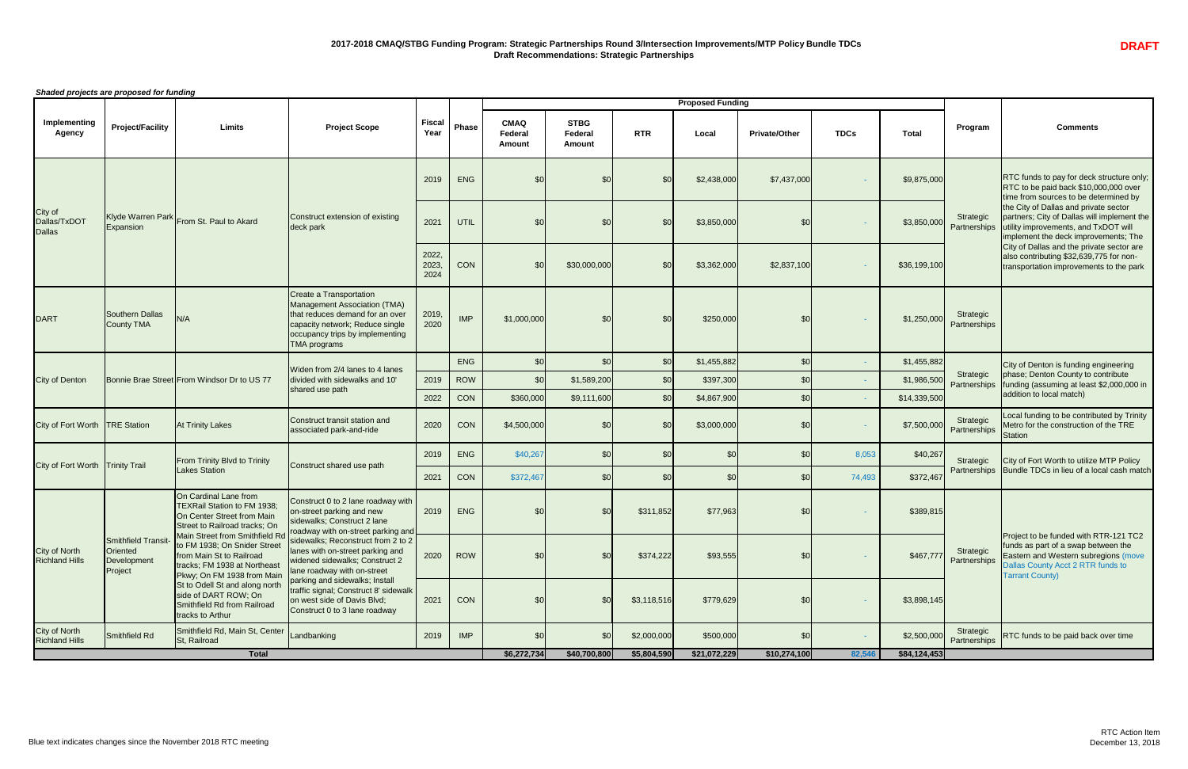## 2017-2018 CMAQ/STBG Funding Program: Strategic Partnerships Round 3/Intersection Improvements/MTP Policy Bundle TDCs
### Draft Recommendations: Strategic Partnerships

**DRAFT**

***Shaded projects are proposed for funding***

| Implementing Agency | Project/Facility | Limits | Project Scope | Fiscal Year | Phase | Proposed Funding: CMAQ Federal Amount | STBG Federal Amount | RTR | Local | Private/Other | TDCs | Total | Program | Comments |
|---|---|---|---|---|---|---|---|---|---|---|---|---|---|---|
| City of Dallas/TxDOT Dallas | Klyde Warren Park Expansion | From St. Paul to Akard | Construct extension of existing deck park | 2019 | ENG | $0 | $0 | $0 | $2,438,000 | $7,437,000 | - | $9,875,000 | Strategic Partnerships | RTC funds to pay for deck structure only; RTC to be paid back $10,000,000 over time from sources to be determined by the City of Dallas and private sector partners; City of Dallas will implement the utility improvements, and TxDOT will implement the deck improvements; The City of Dallas and the private sector are also contributing $32,639,775 for non-transportation improvements to the park |
| | | | | 2021 | UTIL | $0 | $0 | $0 | $3,850,000 | $0 | - | $3,850,000 | | |
| | | | | 2022, 2023, 2024 | CON | $0 | $30,000,000 | $0 | $3,362,000 | $2,837,100 | - | $36,199,100 | | |
| DART | Southern Dallas County TMA | N/A | Create a Transportation Management Association (TMA) that reduces demand for an over capacity network; Reduce single occupancy trips by implementing TMA programs | 2019, 2020 | IMP | $1,000,000 | $0 | $0 | $250,000 | $0 | - | $1,250,000 | Strategic Partnerships | |
| City of Denton | Bonnie Brae Street | From Windsor Dr to US 77 | Widen from 2/4 lanes to 4 lanes divided with sidewalks and 10' shared use path | | ENG | $0 | $0 | $0 | $1,455,882 | $0 | - | $1,455,882 | Strategic Partnerships | City of Denton is funding engineering phase; Denton County to contribute funding (assuming at least $2,000,000 in addition to local match) |
| | | | | 2019 | ROW | $0 | $1,589,200 | $0 | $397,300 | $0 | - | $1,986,500 | | |
| | | | | 2022 | CON | $360,000 | $9,111,600 | $0 | $4,867,900 | $0 | - | $14,339,500 | | |
| City of Fort Worth | TRE Station | At Trinity Lakes | Construct transit station and associated park-and-ride | 2020 | CON | $4,500,000 | $0 | $0 | $3,000,000 | $0 | - | $7,500,000 | Strategic Partnerships | Local funding to be contributed by Trinity Metro for the construction of the TRE Station |
| City of Fort Worth | Trinity Trail | From Trinity Blvd to Trinity Lakes Station | Construct shared use path | 2019 | ENG | $40,267 | $0 | $0 | $0 | $0 | 8,053 | $40,267 | Strategic Partnerships | City of Fort Worth to utilize MTP Policy Bundle TDCs in lieu of a local cash match |
| | | | | 2021 | CON | $372,467 | $0 | $0 | $0 | $0 | 74,493 | $372,467 | | |
| City of North Richland Hills | Smithfield Transit-Oriented Development Project | On Cardinal Lane from TEXRail Station to FM 1938; On Center Street from Main Street to Railroad tracks; On Main Street from Smithfield Rd to FM 1938; On Snider Street from Main St to Railroad tracks; FM 1938 at Northeast Pkwy; On FM 1938 from Main St to Odell St and along north side of DART ROW; On Smithfield Rd from Railroad tracks to Arthur | Construct 0 to 2 lane roadway with on-street parking and new sidewalks; Construct 2 lane roadway with on-street parking and sidewalks; Reconstruct from 2 to 2 lanes with on-street parking and widened sidewalks; Construct 2 lane roadway with on-street parking and sidewalks; Install traffic signal; Construct 8' sidewalk on west side of Davis Blvd; Construct 0 to 3 lane roadway | 2019 | ENG | $0 | $0 | $311,852 | $77,963 | $0 | - | $389,815 | Strategic Partnerships | Project to be funded with RTR-121 TC2 funds as part of a swap between the Eastern and Western subregions (move Dallas County Acct 2 RTR funds to Tarrant County) |
| | | | | 2020 | ROW | $0 | $0 | $374,222 | $93,555 | $0 | - | $467,777 | | |
| | | | | 2021 | CON | $0 | $0 | $3,118,516 | $779,629 | $0 | - | $3,898,145 | | |
| City of North Richland Hills | Smithfield Rd | Smithfield Rd, Main St, Center St, Railroad | Landbanking | 2019 | IMP | $0 | $0 | $2,000,000 | $500,000 | $0 | - | $2,500,000 | Strategic Partnerships | RTC funds to be paid back over time |
| **Total** | | | | | | **$6,272,734** | **$40,700,800** | **$5,804,590** | **$21,072,229** | **$10,274,100** | **82,546** | **$84,124,453** | | |

Blue text indicates changes since the November 2018 RTC meeting

RTC Action Item
December 13, 2018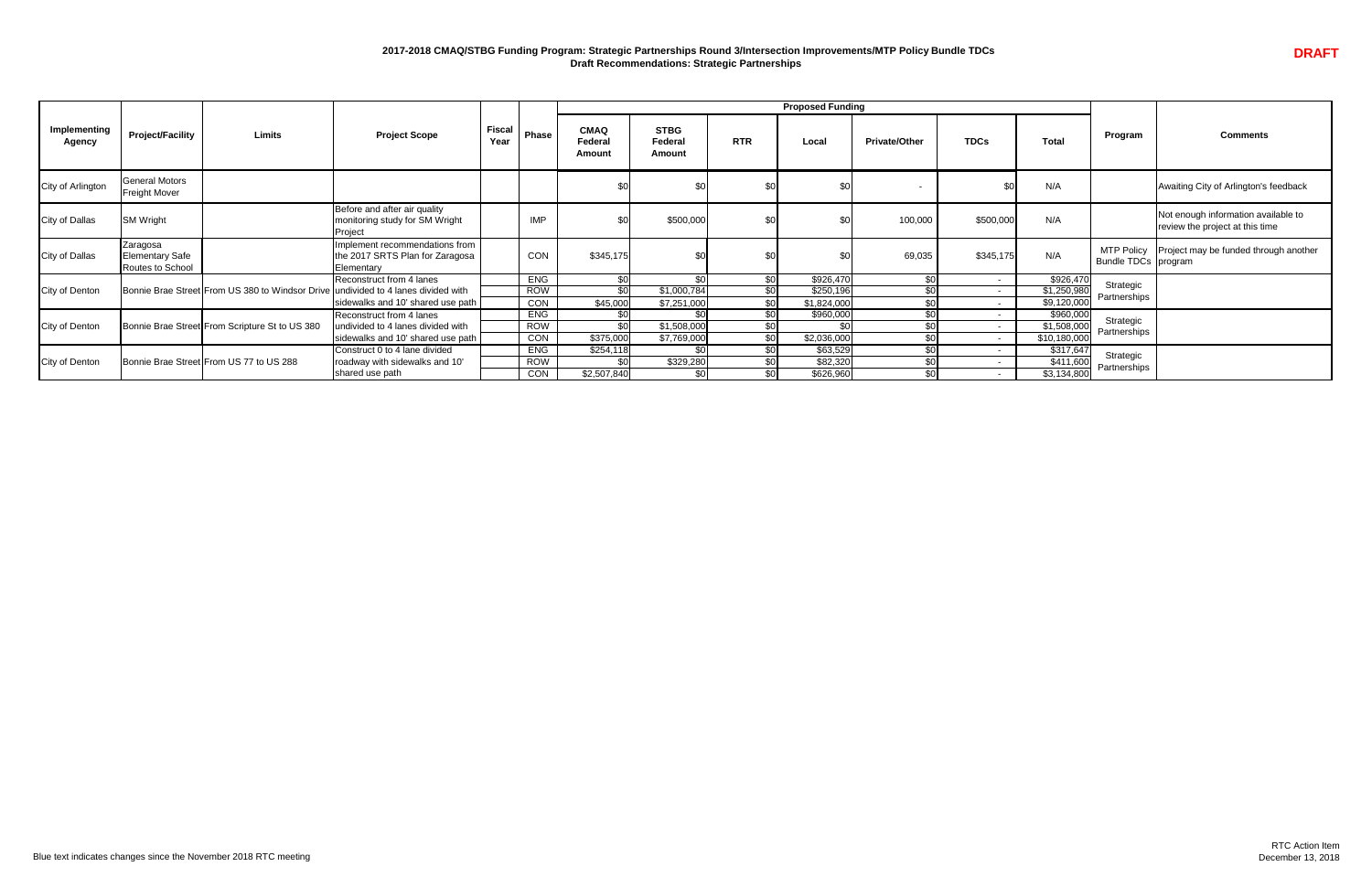# 2017-2018 CMAQ/STBG Funding Program: Strategic Partnerships Round 3/Intersection Improvements/MTP Policy Bundle TDCs
## Draft Recommendations: Strategic Partnerships

**DRAFT**

| Implementing Agency | Project/Facility | Limits | Project Scope | Fiscal Year | Phase | Proposed Funding: CMAQ Federal Amount | STBG Federal Amount | RTR | Local | Private/Other | TDCs | Total | Program | Comments |
|---|---|---|---|---|---|---|---|---|---|---|---|---|---|---|
| City of Arlington | General Motors Freight Mover | | | | | $0 | $0 | $0 | $0 | - | $0 | N/A | | Awaiting City of Arlington's feedback |
| City of Dallas | SM Wright | | Before and after air quality monitoring study for SM Wright Project | | IMP | $0 | $500,000 | $0 | $0 | 100,000 | $500,000 | N/A | | Not enough information available to review the project at this time |
| City of Dallas | Zaragosa Elementary Safe Routes to School | | Implement recommendations from the 2017 SRTS Plan for Zaragosa Elementary | | CON | $345,175 | $0 | $0 | $0 | 69,035 | $345,175 | N/A | MTP Policy Bundle TDCs | Project may be funded through another program |
| City of Denton | Bonnie Brae Street | From US 380 to Windsor Drive | Reconstruct from 4 lanes undivided to 4 lanes divided with sidewalks and 10' shared use path | | ENG | $0 | $0 | $0 | $926,470 | $0 | - | $926,470 | Strategic Partnerships | |
| | | | | | ROW | $0 | $1,000,784 | $0 | $250,196 | $0 | - | $1,250,980 | | |
| | | | | | CON | $45,000 | $7,251,000 | $0 | $1,824,000 | $0 | - | $9,120,000 | | |
| City of Denton | Bonnie Brae Street | From Scripture St to US 380 | Reconstruct from 4 lanes undivided to 4 lanes divided with sidewalks and 10' shared use path | | ENG | $0 | $0 | $0 | $960,000 | $0 | - | $960,000 | Strategic Partnerships | |
| | | | | | ROW | $0 | $1,508,000 | $0 | $0 | $0 | - | $1,508,000 | | |
| | | | | | CON | $375,000 | $7,769,000 | $0 | $2,036,000 | $0 | - | $10,180,000 | | |
| City of Denton | Bonnie Brae Street | From US 77 to US 288 | Construct 0 to 4 lane divided roadway with sidewalks and 10' shared use path | | ENG | $254,118 | $0 | $0 | $63,529 | $0 | - | $317,647 | Strategic Partnerships | |
| | | | | | ROW | $0 | $329,280 | $0 | $82,320 | $0 | - | $411,600 | | |
| | | | | | CON | $2,507,840 | $0 | $0 | $626,960 | $0 | - | $3,134,800 | | |

Blue text indicates changes since the November 2018 RTC meeting

RTC Action Item
December 13, 2018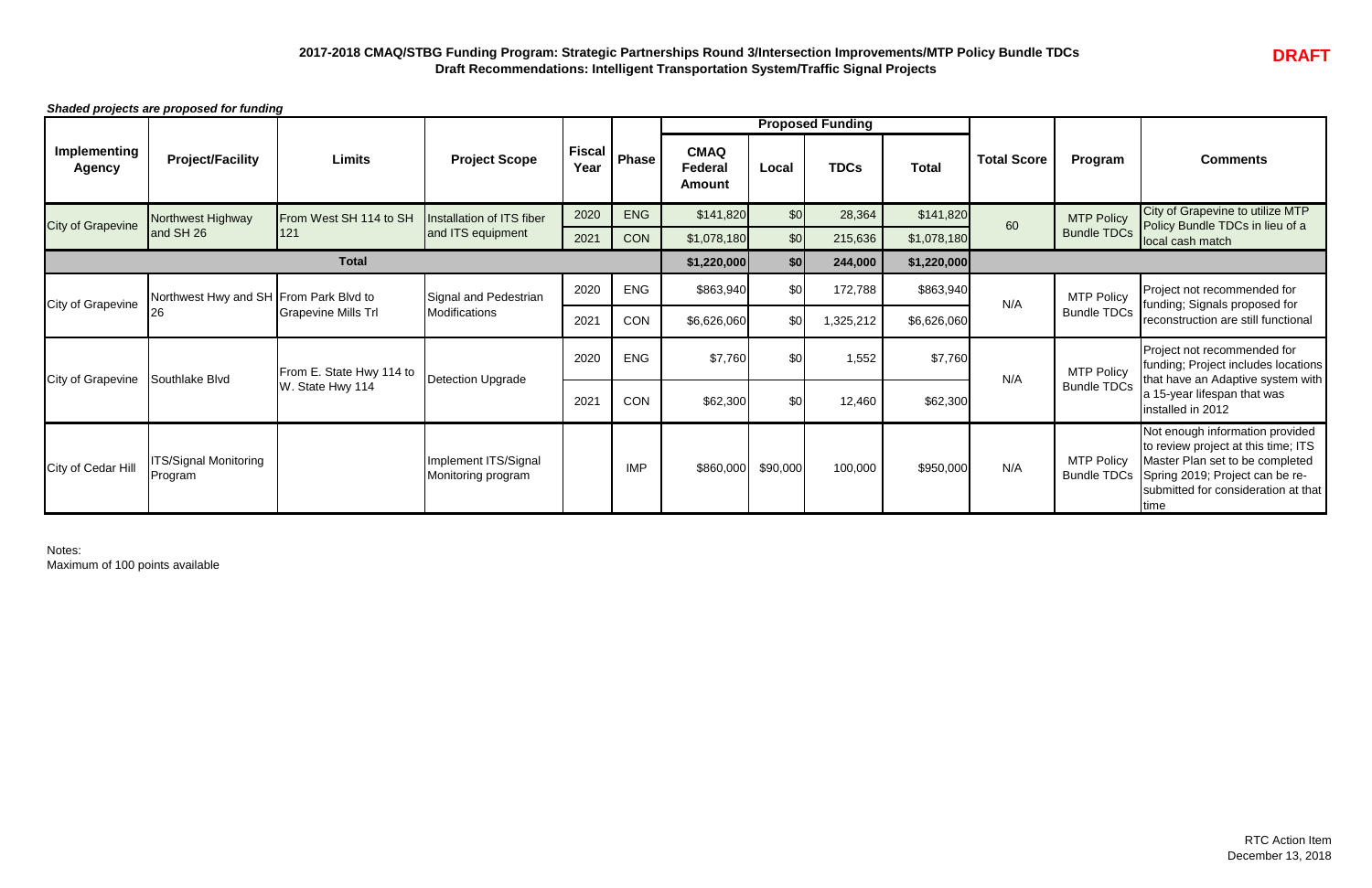**DRAFT**

## 2017-2018 CMAQ/STBG Funding Program: Strategic Partnerships Round 3/Intersection Improvements/MTP Policy Bundle TDCs
## Draft Recommendations: Intelligent Transportation System/Traffic Signal Projects

***Shaded projects are proposed for funding***

| Implementing Agency | Project/Facility | Limits | Project Scope | Fiscal Year | Phase | Proposed Funding | | | | Total Score | Program | Comments |
|---|---|---|---|---|---|---|---|---|---|---|---|---|
| | | | | | | CMAQ Federal Amount | Local | TDCs | Total | | | |
| City of Grapevine | Northwest Highway and SH 26 | From West SH 114 to SH 121 | Installation of ITS fiber and ITS equipment | 2020 | ENG | $141,820 | $0 | 28,364 | $141,820 | 60 | MTP Policy Bundle TDCs | City of Grapevine to utilize MTP Policy Bundle TDCs in lieu of a local cash match |
| | | | | 2021 | CON | $1,078,180 | $0 | 215,636 | $1,078,180 | | | |
| **Total** | | | | | | **$1,220,000** | **$0** | **244,000** | **$1,220,000** | | | |
| City of Grapevine | Northwest Hwy and SH 26 | From Park Blvd to Grapevine Mills Trl | Signal and Pedestrian Modifications | 2020 | ENG | $863,940 | $0 | 172,788 | $863,940 | N/A | MTP Policy Bundle TDCs | Project not recommended for funding; Signals proposed for reconstruction are still functional |
| | | | | 2021 | CON | $6,626,060 | $0 | 1,325,212 | $6,626,060 | | | |
| City of Grapevine | Southlake Blvd | From E. State Hwy 114 to W. State Hwy 114 | Detection Upgrade | 2020 | ENG | $7,760 | $0 | 1,552 | $7,760 | N/A | MTP Policy Bundle TDCs | Project not recommended for funding; Project includes locations that have an Adaptive system with a 15-year lifespan that was installed in 2012 |
| | | | | 2021 | CON | $62,300 | $0 | 12,460 | $62,300 | | | |
| City of Cedar Hill | ITS/Signal Monitoring Program | | Implement ITS/Signal Monitoring program | | IMP | $860,000 | $90,000 | 100,000 | $950,000 | N/A | MTP Policy Bundle TDCs | Not enough information provided to review project at this time; ITS Master Plan set to be completed Spring 2019; Project can be re-submitted for consideration at that time |

Notes:
Maximum of 100 points available

RTC Action Item
December 13, 2018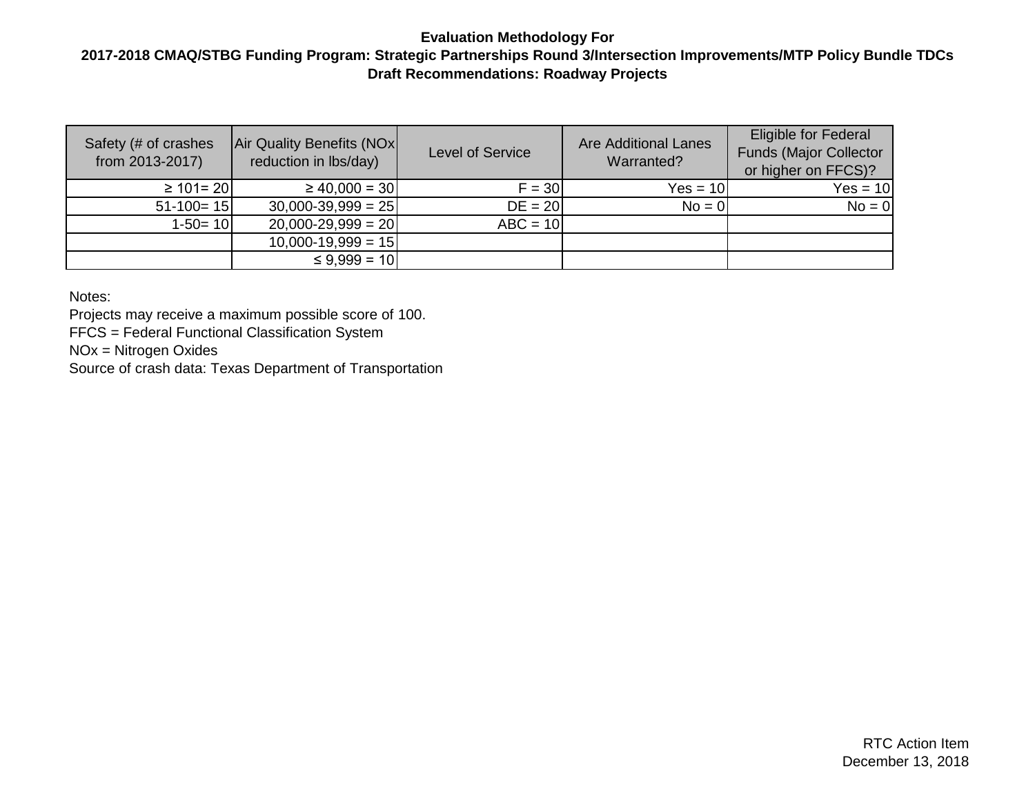**Evaluation Methodology For**

**2017-2018 CMAQ/STBG Funding Program: Strategic Partnerships Round 3/Intersection Improvements/MTP Policy Bundle TDCs**

**Draft Recommendations: Roadway Projects**

| Safety (# of crashes from 2013-2017) | Air Quality Benefits (NOx reduction in lbs/day) | Level of Service | Are Additional Lanes Warranted? | Eligible for Federal Funds (Major Collector or higher on FFCS)? |
|---|---|---|---|---|
| ≥ 101= 20 | ≥ 40,000 = 30 | F = 30 | Yes = 10 | Yes = 10 |
| 51-100= 15 | 30,000-39,999 = 25 | DE = 20 | No = 0 | No = 0 |
| 1-50= 10 | 20,000-29,999 = 20 | ABC = 10 | | |
| | 10,000-19,999 = 15 | | | |
| | ≤ 9,999 = 10 | | | |

Notes:

Projects may receive a maximum possible score of 100.

FFCS = Federal Functional Classification System

NOx = Nitrogen Oxides

Source of crash data: Texas Department of Transportation

RTC Action Item
December 13, 2018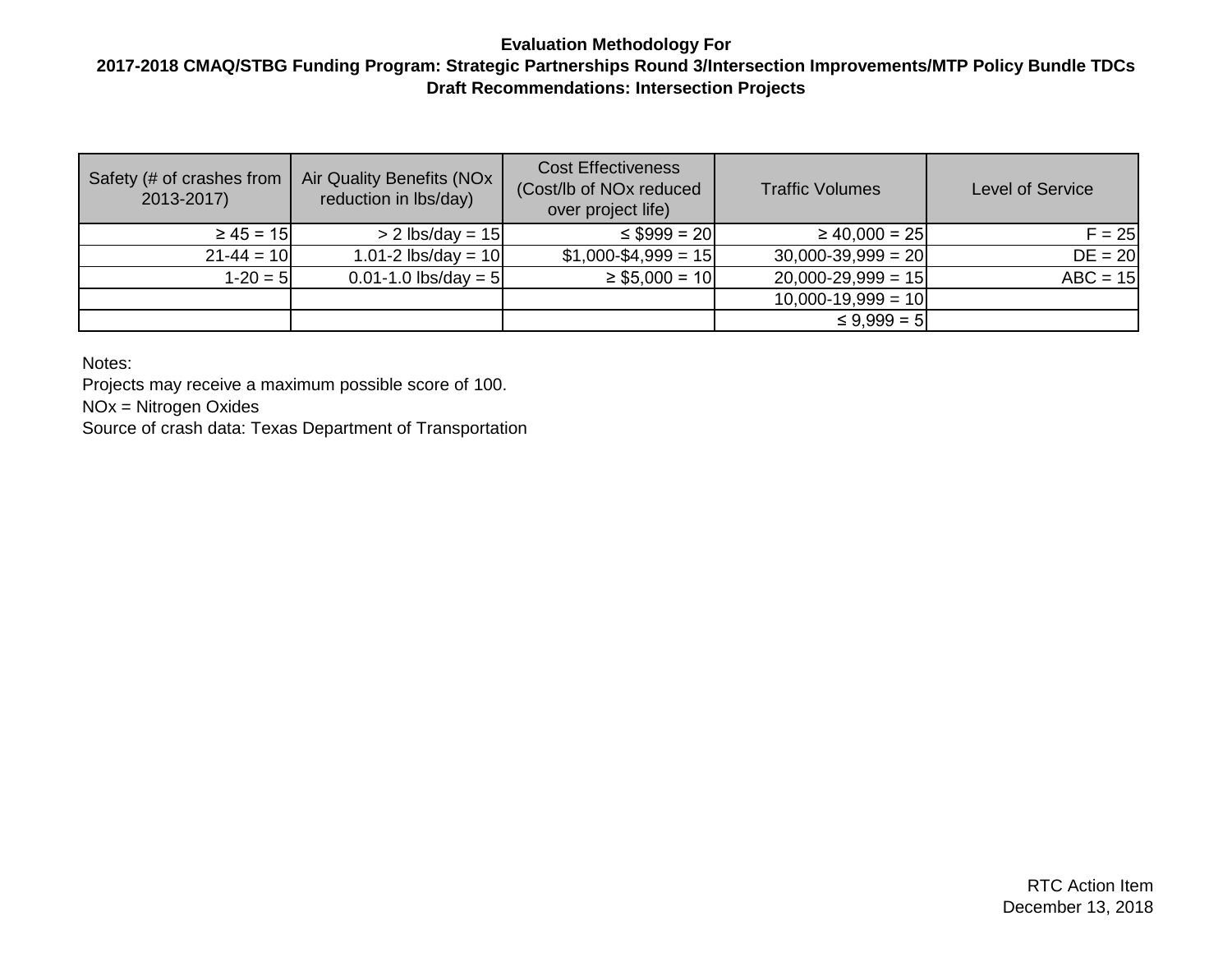**Evaluation Methodology For**

**2017-2018 CMAQ/STBG Funding Program: Strategic Partnerships Round 3/Intersection Improvements/MTP Policy Bundle TDCs**

**Draft Recommendations: Intersection Projects**

| Safety (# of crashes from 2013-2017) | Air Quality Benefits (NOx reduction in lbs/day) | Cost Effectiveness (Cost/lb of NOx reduced over project life) | Traffic Volumes | Level of Service |
|---|---|---|---|---|
| ≥ 45 = 15 | > 2 lbs/day = 15 | ≤ $999 = 20 | ≥ 40,000 = 25 | F = 25 |
| 21-44 = 10 | 1.01-2 lbs/day = 10 | $1,000-$4,999 = 15 | 30,000-39,999 = 20 | DE = 20 |
| 1-20 = 5 | 0.01-1.0 lbs/day = 5 | ≥ $5,000 = 10 | 20,000-29,999 = 15 | ABC = 15 |
| | | | 10,000-19,999 = 10 | |
| | | | ≤ 9,999 = 5 | |

Notes:

Projects may receive a maximum possible score of 100.

NOx = Nitrogen Oxides

Source of crash data: Texas Department of Transportation

RTC Action Item

December 13, 2018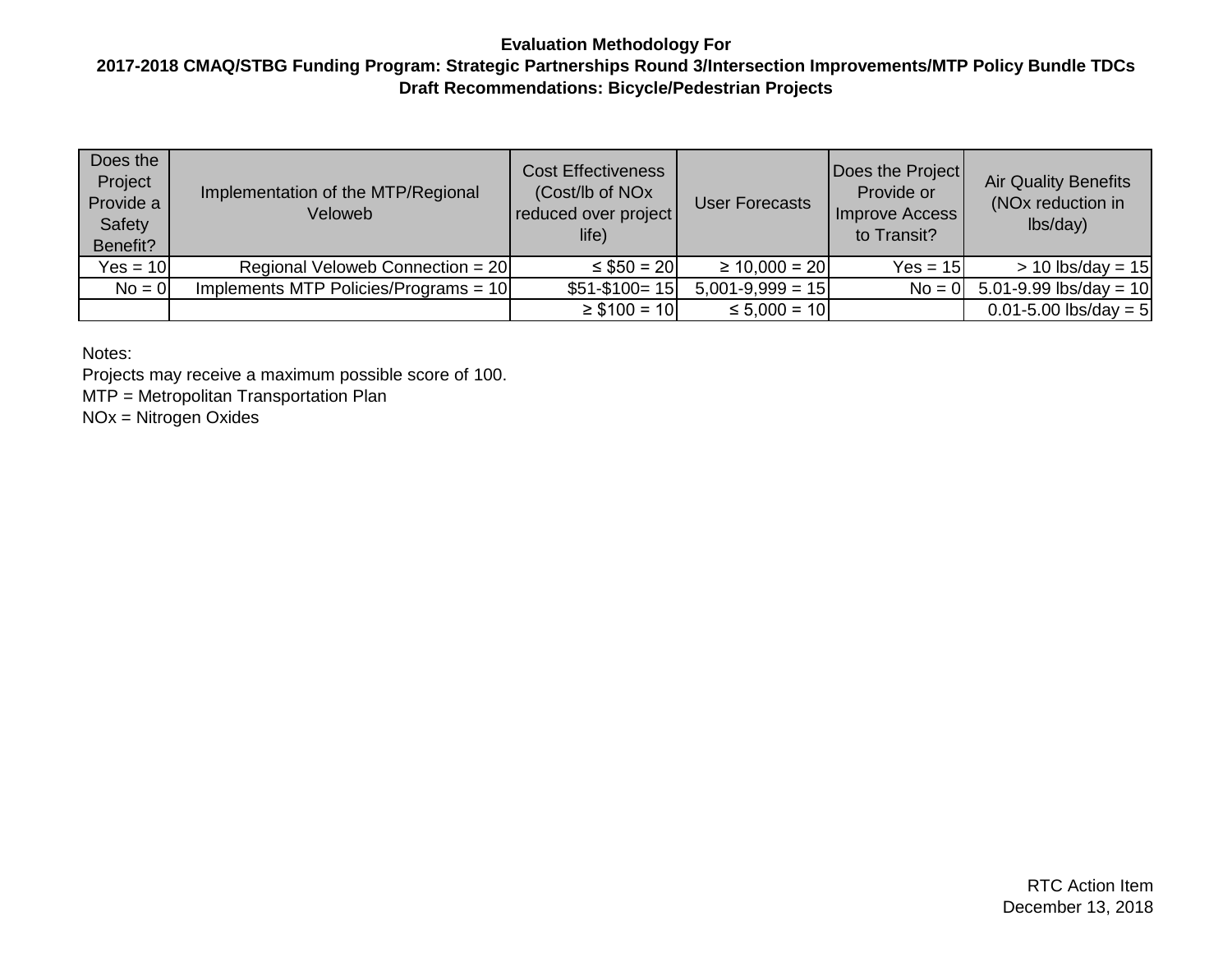**Evaluation Methodology For**
**2017-2018 CMAQ/STBG Funding Program: Strategic Partnerships Round 3/Intersection Improvements/MTP Policy Bundle TDCs**
**Draft Recommendations: Bicycle/Pedestrian Projects**

| Does the Project Provide a Safety Benefit? | Implementation of the MTP/Regional Veloweb | Cost Effectiveness (Cost/lb of NOx reduced over project life) | User Forecasts | Does the Project Provide or Improve Access to Transit? | Air Quality Benefits (NOx reduction in lbs/day) |
|---|---|---|---|---|---|
| Yes = 10 | Regional Veloweb Connection = 20 | ≤ $50 = 20 | ≥ 10,000 = 20 | Yes = 15 | > 10 lbs/day = 15 |
| No = 0 | Implements MTP Policies/Programs = 10 | $51-$100= 15 | 5,001-9,999 = 15 | No = 0 | 5.01-9.99 lbs/day = 10 |
| | | ≥ $100 = 10 | ≤ 5,000 = 10 | | 0.01-5.00 lbs/day = 5 |

Notes:
Projects may receive a maximum possible score of 100.
MTP = Metropolitan Transportation Plan
NOx = Nitrogen Oxides

RTC Action Item
December 13, 2018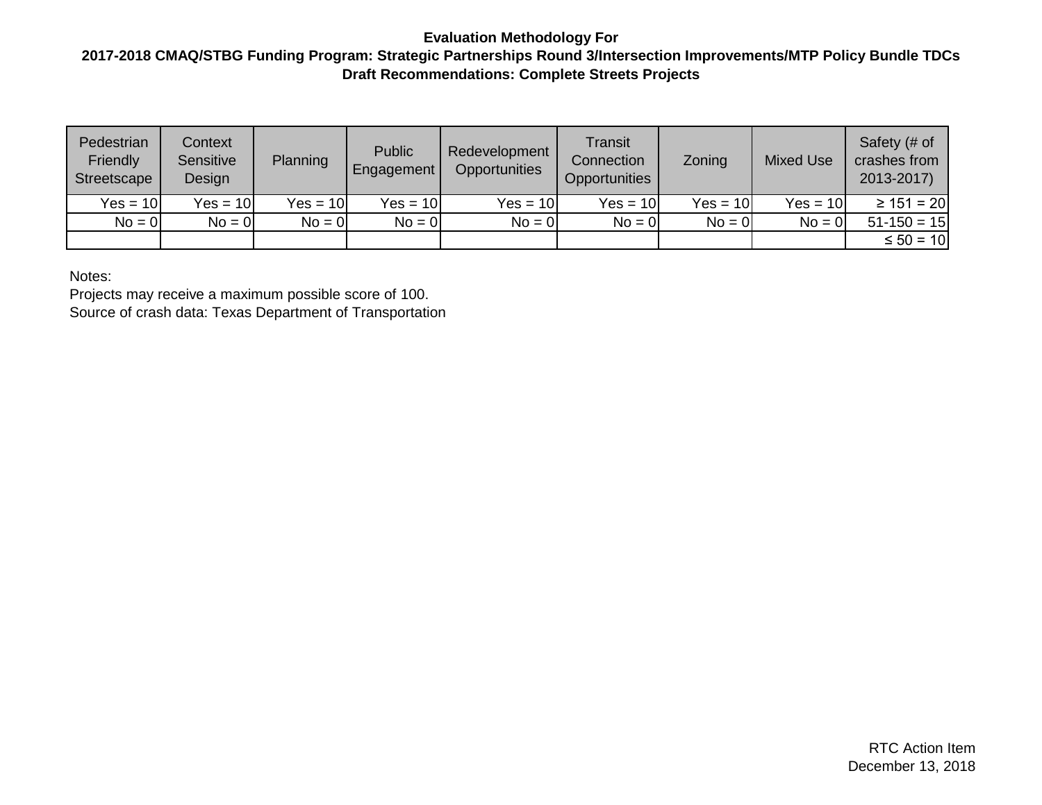**Evaluation Methodology For**
**2017-2018 CMAQ/STBG Funding Program: Strategic Partnerships Round 3/Intersection Improvements/MTP Policy Bundle TDCs**
**Draft Recommendations: Complete Streets Projects**

| Pedestrian Friendly Streetscape | Context Sensitive Design | Planning | Public Engagement | Redevelopment Opportunities | Transit Connection Opportunities | Zoning | Mixed Use | Safety (# of crashes from 2013-2017) |
|---|---|---|---|---|---|---|---|---|
| Yes = 10 | Yes = 10 | Yes = 10 | Yes = 10 | Yes = 10 | Yes = 10 | Yes = 10 | Yes = 10 | ≥ 151 = 20 |
| No = 0 | No = 0 | No = 0 | No = 0 | No = 0 | No = 0 | No = 0 | No = 0 | 51-150 = 15 |
| | | | | | | | | ≤ 50 = 10 |

Notes:
Projects may receive a maximum possible score of 100.
Source of crash data: Texas Department of Transportation

RTC Action Item
December 13, 2018